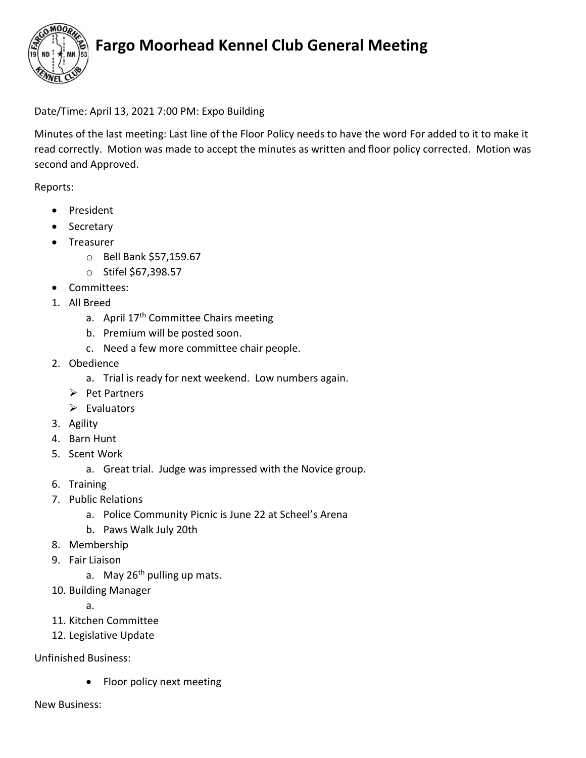# Fargo Moorhead Kennel Club General Meeting

Date/Time: April 13, 2021 7:00 PM: Expo Building

Minutes of the last meeting: Last line of the Floor Policy needs to have the word For added to it to make it read correctly. Motion was made to accept the minutes as written and floor policy corrected. Motion was second and Approved.

Reports:

- President
- Secretary
- Treasurer
  - Bell Bank $57,159.67
  - Stifel $67,398.57
- Committees:

1. All Breed
   a. April 17th Committee Chairs meeting
   b. Premium will be posted soon.
   c. Need a few more committee chair people.
2. Obedience
   a. Trial is ready for next weekend. Low numbers again.
   - Pet Partners
   - Evaluators
3. Agility
4. Barn Hunt
5. Scent Work
   a. Great trial. Judge was impressed with the Novice group.
6. Training
7. Public Relations
   a. Police Community Picnic is June 22 at Scheel's Arena
   b. Paws Walk July 20th
8. Membership
9. Fair Liaison
   a. May 26th pulling up mats.
10. Building Manager
    a.
11. Kitchen Committee
12. Legislative Update

Unfinished Business:

- Floor policy next meeting

New Business: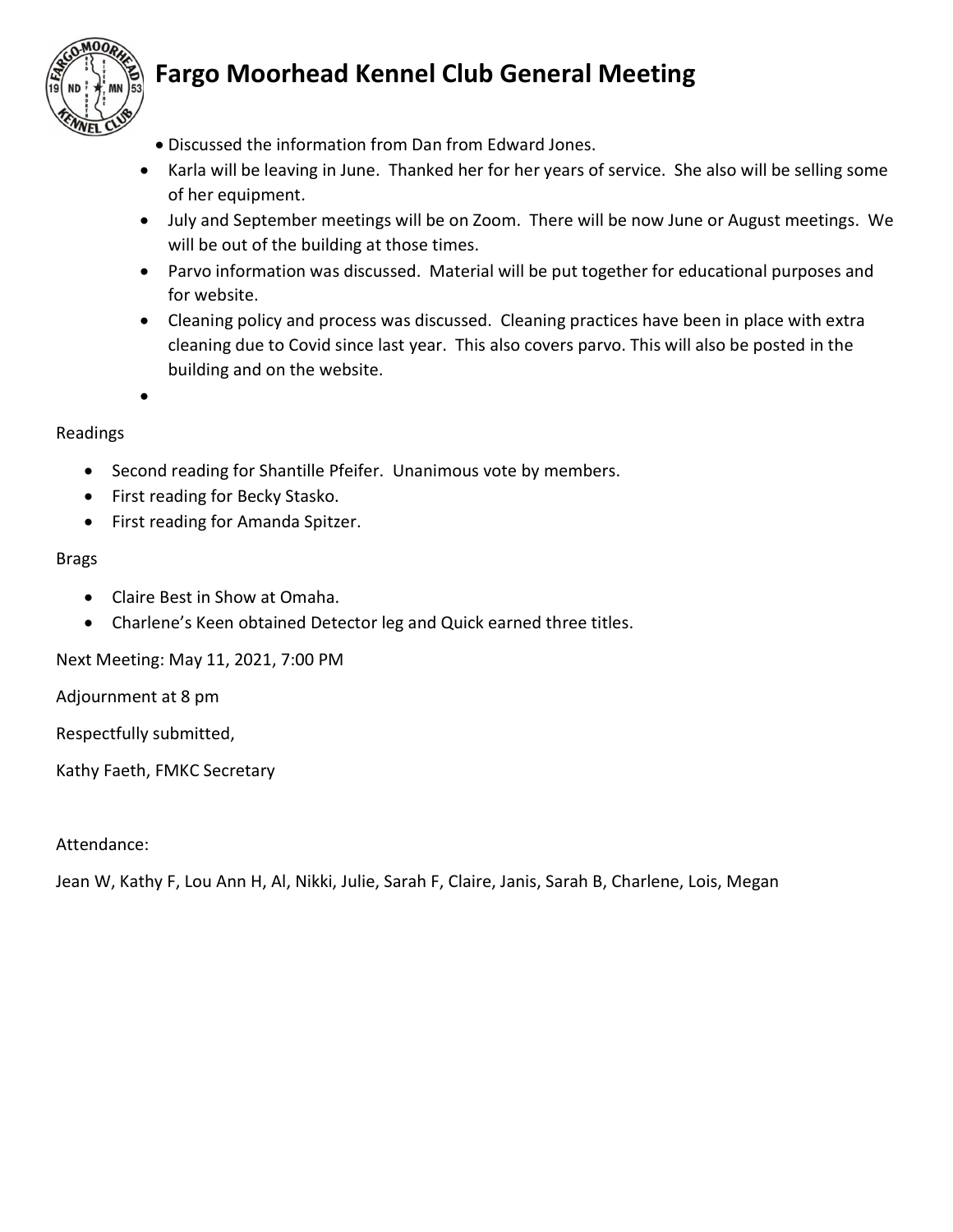# Fargo Moorhead Kennel Club General Meeting

- Discussed the information from Dan from Edward Jones.
- Karla will be leaving in June. Thanked her for her years of service. She also will be selling some of her equipment.
- July and September meetings will be on Zoom. There will be now June or August meetings. We will be out of the building at those times.
- Parvo information was discussed. Material will be put together for educational purposes and for website.
- Cleaning policy and process was discussed. Cleaning practices have been in place with extra cleaning due to Covid since last year. This also covers parvo. This will also be posted in the building and on the website.

Readings

- Second reading for Shantille Pfeifer. Unanimous vote by members.
- First reading for Becky Stasko.
- First reading for Amanda Spitzer.

Brags

- Claire Best in Show at Omaha.
- Charlene's Keen obtained Detector leg and Quick earned three titles.

Next Meeting: May 11, 2021, 7:00 PM

Adjournment at 8 pm

Respectfully submitted,

Kathy Faeth, FMKC Secretary

Attendance:

Jean W, Kathy F, Lou Ann H, Al, Nikki, Julie, Sarah F, Claire, Janis, Sarah B, Charlene, Lois, Megan